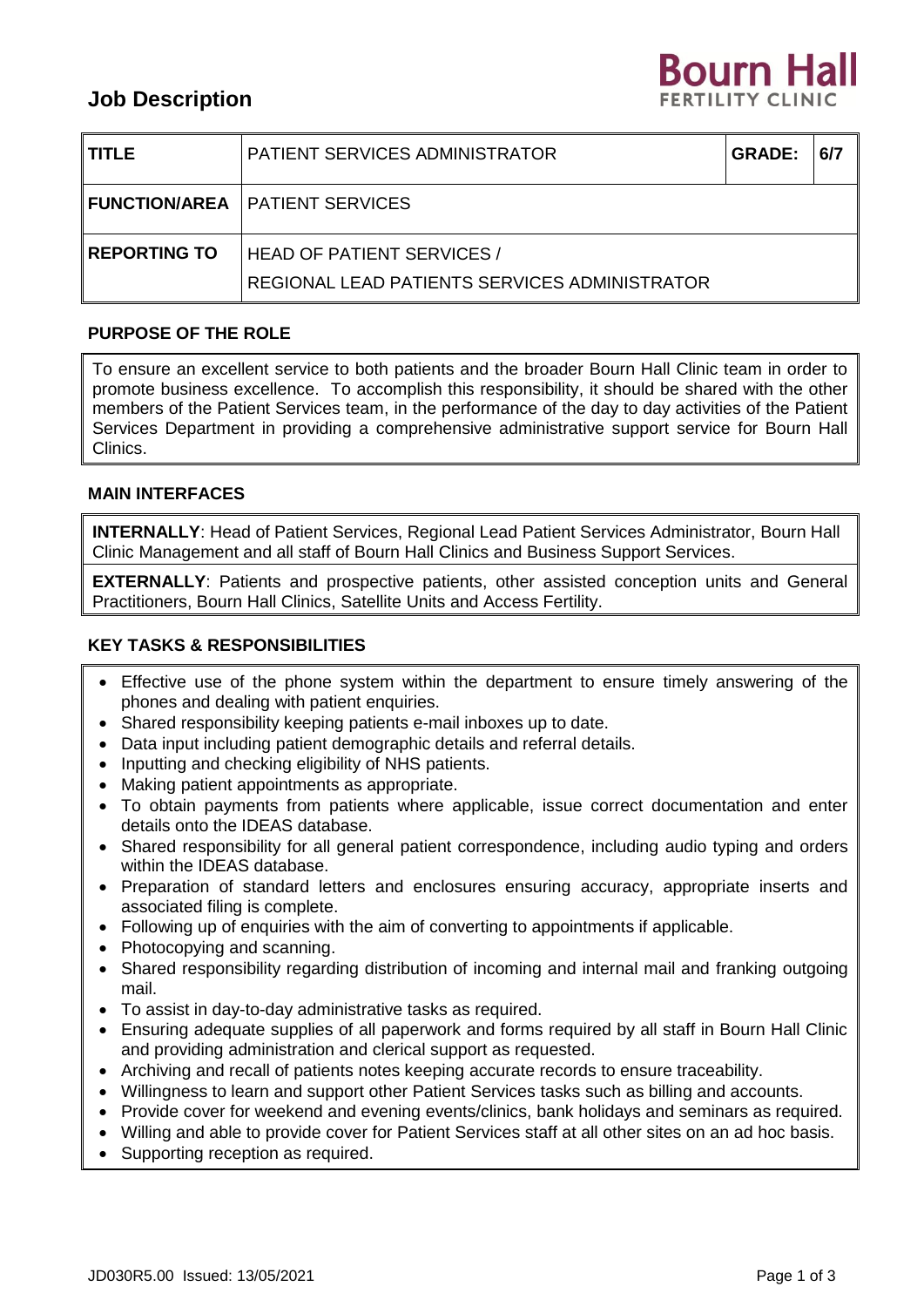# Job Description

Bourn Hall FERTILITY CLINIC

| TITLE | PATIENT SERVICES ADMINISTRATOR | GRADE: | 6/7 |
|---|---|---|---|
| FUNCTION/AREA | PATIENT SERVICES | | |
| REPORTING TO | HEAD OF PATIENT SERVICES / REGIONAL LEAD PATIENTS SERVICES ADMINISTRATOR | | |

## PURPOSE OF THE ROLE

To ensure an excellent service to both patients and the broader Bourn Hall Clinic team in order to promote business excellence. To accomplish this responsibility, it should be shared with the other members of the Patient Services team, in the performance of the day to day activities of the Patient Services Department in providing a comprehensive administrative support service for Bourn Hall Clinics.

## MAIN INTERFACES

**INTERNALLY**: Head of Patient Services, Regional Lead Patient Services Administrator, Bourn Hall Clinic Management and all staff of Bourn Hall Clinics and Business Support Services.

**EXTERNALLY**: Patients and prospective patients, other assisted conception units and General Practitioners, Bourn Hall Clinics, Satellite Units and Access Fertility.

## KEY TASKS & RESPONSIBILITIES

- Effective use of the phone system within the department to ensure timely answering of the phones and dealing with patient enquiries.
- Shared responsibility keeping patients e-mail inboxes up to date.
- Data input including patient demographic details and referral details.
- Inputting and checking eligibility of NHS patients.
- Making patient appointments as appropriate.
- To obtain payments from patients where applicable, issue correct documentation and enter details onto the IDEAS database.
- Shared responsibility for all general patient correspondence, including audio typing and orders within the IDEAS database.
- Preparation of standard letters and enclosures ensuring accuracy, appropriate inserts and associated filing is complete.
- Following up of enquiries with the aim of converting to appointments if applicable.
- Photocopying and scanning.
- Shared responsibility regarding distribution of incoming and internal mail and franking outgoing mail.
- To assist in day-to-day administrative tasks as required.
- Ensuring adequate supplies of all paperwork and forms required by all staff in Bourn Hall Clinic and providing administration and clerical support as requested.
- Archiving and recall of patients notes keeping accurate records to ensure traceability.
- Willingness to learn and support other Patient Services tasks such as billing and accounts.
- Provide cover for weekend and evening events/clinics, bank holidays and seminars as required.
- Willing and able to provide cover for Patient Services staff at all other sites on an ad hoc basis.
- Supporting reception as required.

JD030R5.00 Issued: 13/05/2021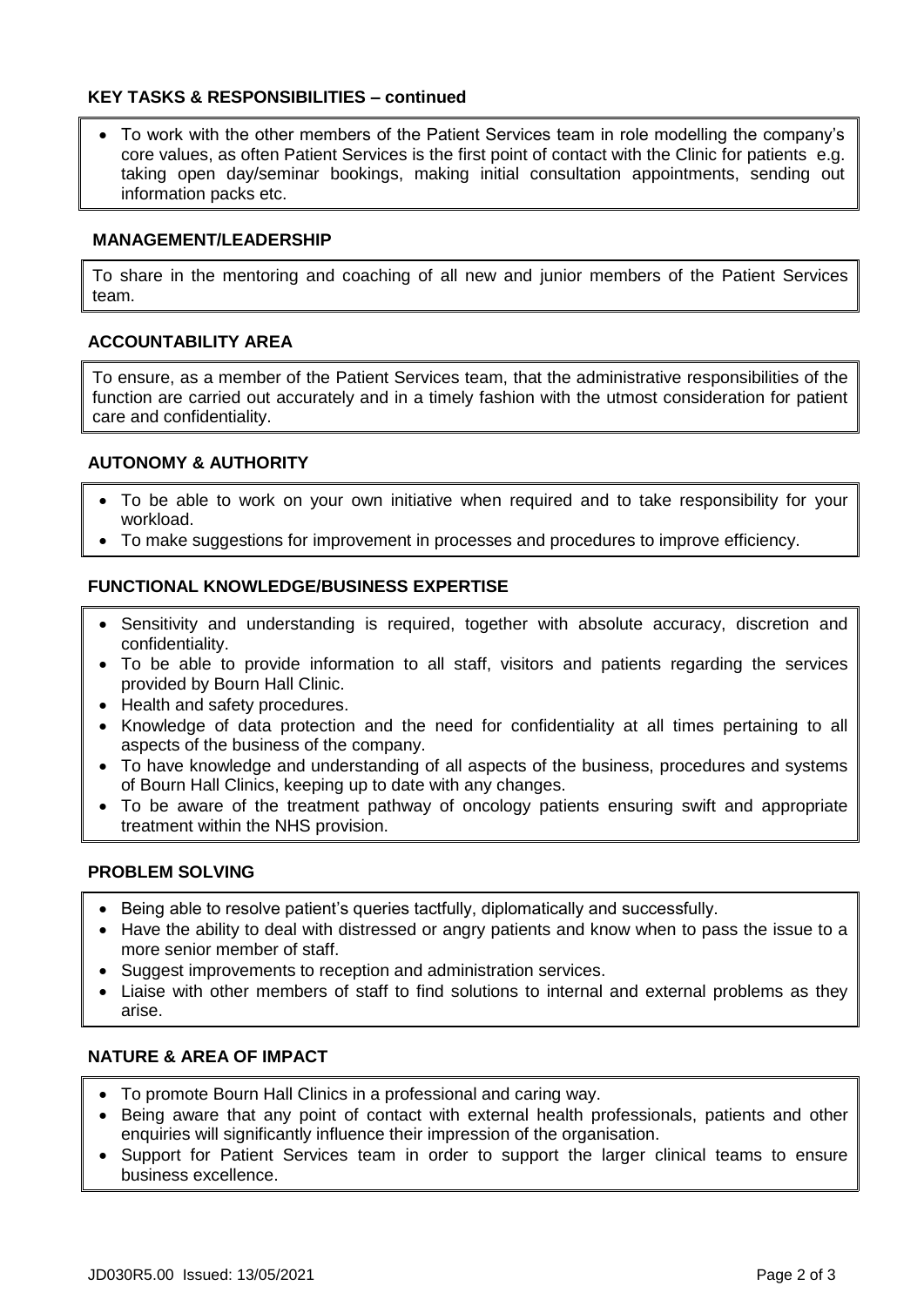### KEY TASKS & RESPONSIBILITIES – continued

- To work with the other members of the Patient Services team in role modelling the company's core values, as often Patient Services is the first point of contact with the Clinic for patients e.g. taking open day/seminar bookings, making initial consultation appointments, sending out information packs etc.

### MANAGEMENT/LEADERSHIP

To share in the mentoring and coaching of all new and junior members of the Patient Services team.

### ACCOUNTABILITY AREA

To ensure, as a member of the Patient Services team, that the administrative responsibilities of the function are carried out accurately and in a timely fashion with the utmost consideration for patient care and confidentiality.

### AUTONOMY & AUTHORITY

- To be able to work on your own initiative when required and to take responsibility for your workload.
- To make suggestions for improvement in processes and procedures to improve efficiency.

### FUNCTIONAL KNOWLEDGE/BUSINESS EXPERTISE

- Sensitivity and understanding is required, together with absolute accuracy, discretion and confidentiality.
- To be able to provide information to all staff, visitors and patients regarding the services provided by Bourn Hall Clinic.
- Health and safety procedures.
- Knowledge of data protection and the need for confidentiality at all times pertaining to all aspects of the business of the company.
- To have knowledge and understanding of all aspects of the business, procedures and systems of Bourn Hall Clinics, keeping up to date with any changes.
- To be aware of the treatment pathway of oncology patients ensuring swift and appropriate treatment within the NHS provision.

### PROBLEM SOLVING

- Being able to resolve patient's queries tactfully, diplomatically and successfully.
- Have the ability to deal with distressed or angry patients and know when to pass the issue to a more senior member of staff.
- Suggest improvements to reception and administration services.
- Liaise with other members of staff to find solutions to internal and external problems as they arise.

### NATURE & AREA OF IMPACT

- To promote Bourn Hall Clinics in a professional and caring way.
- Being aware that any point of contact with external health professionals, patients and other enquiries will significantly influence their impression of the organisation.
- Support for Patient Services team in order to support the larger clinical teams to ensure business excellence.

JD030R5.00 Issued: 13/05/2021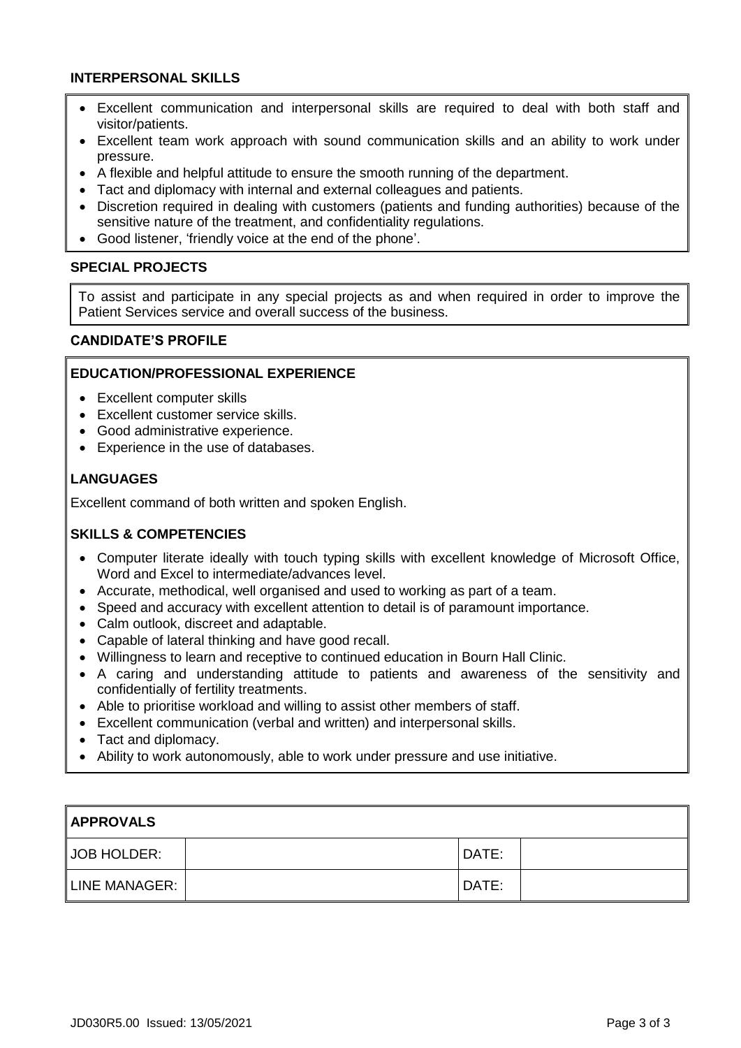## INTERPERSONAL SKILLS

- Excellent communication and interpersonal skills are required to deal with both staff and visitor/patients.
- Excellent team work approach with sound communication skills and an ability to work under pressure.
- A flexible and helpful attitude to ensure the smooth running of the department.
- Tact and diplomacy with internal and external colleagues and patients.
- Discretion required in dealing with customers (patients and funding authorities) because of the sensitive nature of the treatment, and confidentiality regulations.
- Good listener, 'friendly voice at the end of the phone'.

## SPECIAL PROJECTS

To assist and participate in any special projects as and when required in order to improve the Patient Services service and overall success of the business.

## CANDIDATE'S PROFILE

### EDUCATION/PROFESSIONAL EXPERIENCE

- Excellent computer skills
- Excellent customer service skills.
- Good administrative experience.
- Experience in the use of databases.

### LANGUAGES

Excellent command of both written and spoken English.

### SKILLS & COMPETENCIES

- Computer literate ideally with touch typing skills with excellent knowledge of Microsoft Office, Word and Excel to intermediate/advances level.
- Accurate, methodical, well organised and used to working as part of a team.
- Speed and accuracy with excellent attention to detail is of paramount importance.
- Calm outlook, discreet and adaptable.
- Capable of lateral thinking and have good recall.
- Willingness to learn and receptive to continued education in Bourn Hall Clinic.
- A caring and understanding attitude to patients and awareness of the sensitivity and confidentially of fertility treatments.
- Able to prioritise workload and willing to assist other members of staff.
- Excellent communication (verbal and written) and interpersonal skills.
- Tact and diplomacy.
- Ability to work autonomously, able to work under pressure and use initiative.

| APPROVALS | | | |
|---|---|---|---|
| JOB HOLDER: | | DATE: | |
| LINE MANAGER: | | DATE: | |

JD030R5.00 Issued: 13/05/2021